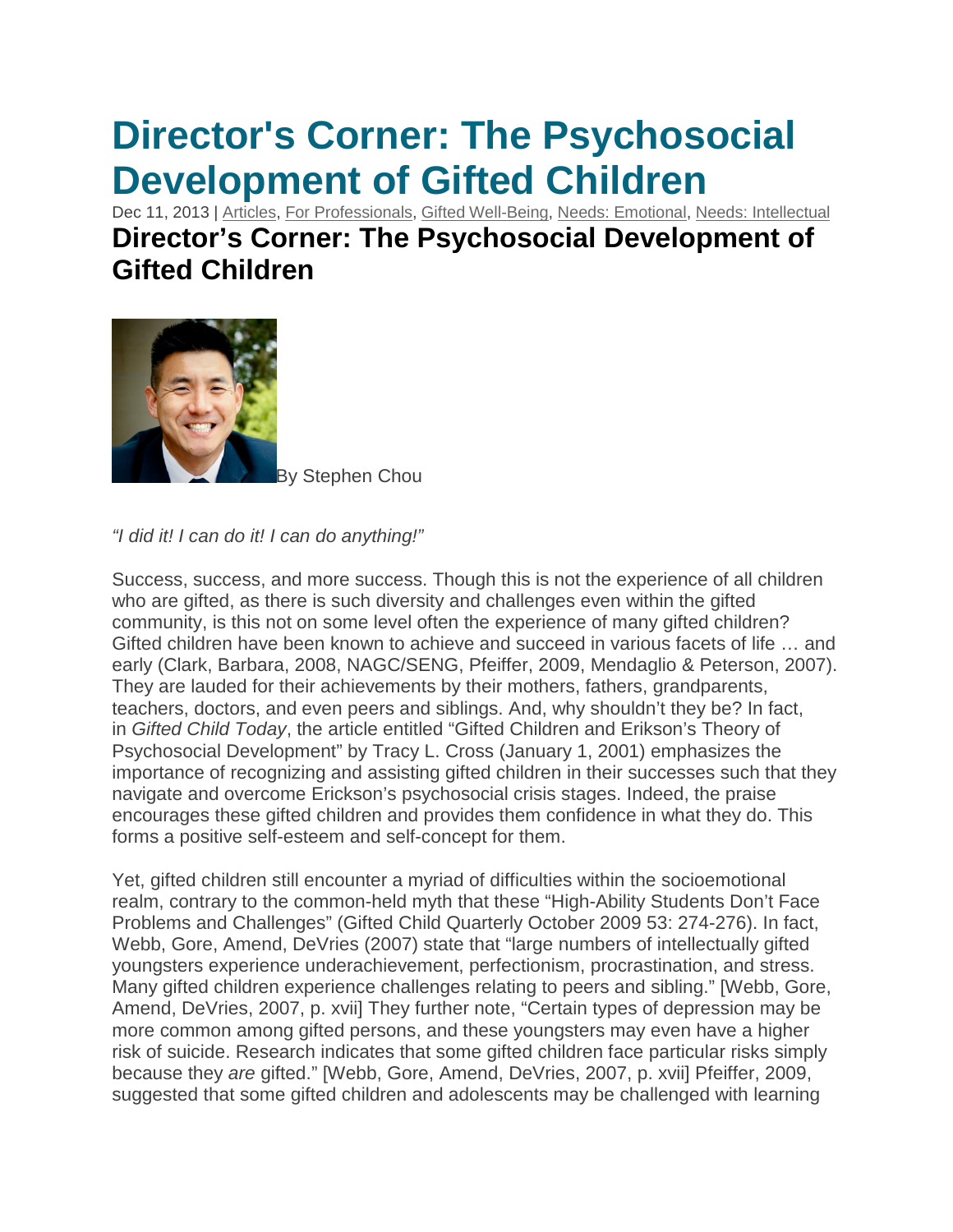# Director's Corner: The Psychosocial Development of Gifted Children

Dec 11, 2013 | Articles, For Professionals, Gifted Well-Being, Needs: Emotional, Needs: Intellectual

## Director's Corner: The Psychosocial Development of Gifted Children

By Stephen Chou

*"I did it! I can do it! I can do anything!"*

Success, success, and more success. Though this is not the experience of all children who are gifted, as there is such diversity and challenges even within the gifted community, is this not on some level often the experience of many gifted children? Gifted children have been known to achieve and succeed in various facets of life … and early (Clark, Barbara, 2008, NAGC/SENG, Pfeiffer, 2009, Mendaglio & Peterson, 2007). They are lauded for their achievements by their mothers, fathers, grandparents, teachers, doctors, and even peers and siblings. And, why shouldn't they be? In fact, in *Gifted Child Today*, the article entitled "Gifted Children and Erikson's Theory of Psychosocial Development" by Tracy L. Cross (January 1, 2001) emphasizes the importance of recognizing and assisting gifted children in their successes such that they navigate and overcome Erickson's psychosocial crisis stages. Indeed, the praise encourages these gifted children and provides them confidence in what they do. This forms a positive self-esteem and self-concept for them.

Yet, gifted children still encounter a myriad of difficulties within the socioemotional realm, contrary to the common-held myth that these "High-Ability Students Don't Face Problems and Challenges" (Gifted Child Quarterly October 2009 53: 274-276). In fact, Webb, Gore, Amend, DeVries (2007) state that "large numbers of intellectually gifted youngsters experience underachievement, perfectionism, procrastination, and stress. Many gifted children experience challenges relating to peers and sibling." [Webb, Gore, Amend, DeVries, 2007, p. xvii] They further note, "Certain types of depression may be more common among gifted persons, and these youngsters may even have a higher risk of suicide. Research indicates that some gifted children face particular risks simply because they *are* gifted." [Webb, Gore, Amend, DeVries, 2007, p. xvii] Pfeiffer, 2009, suggested that some gifted children and adolescents may be challenged with learning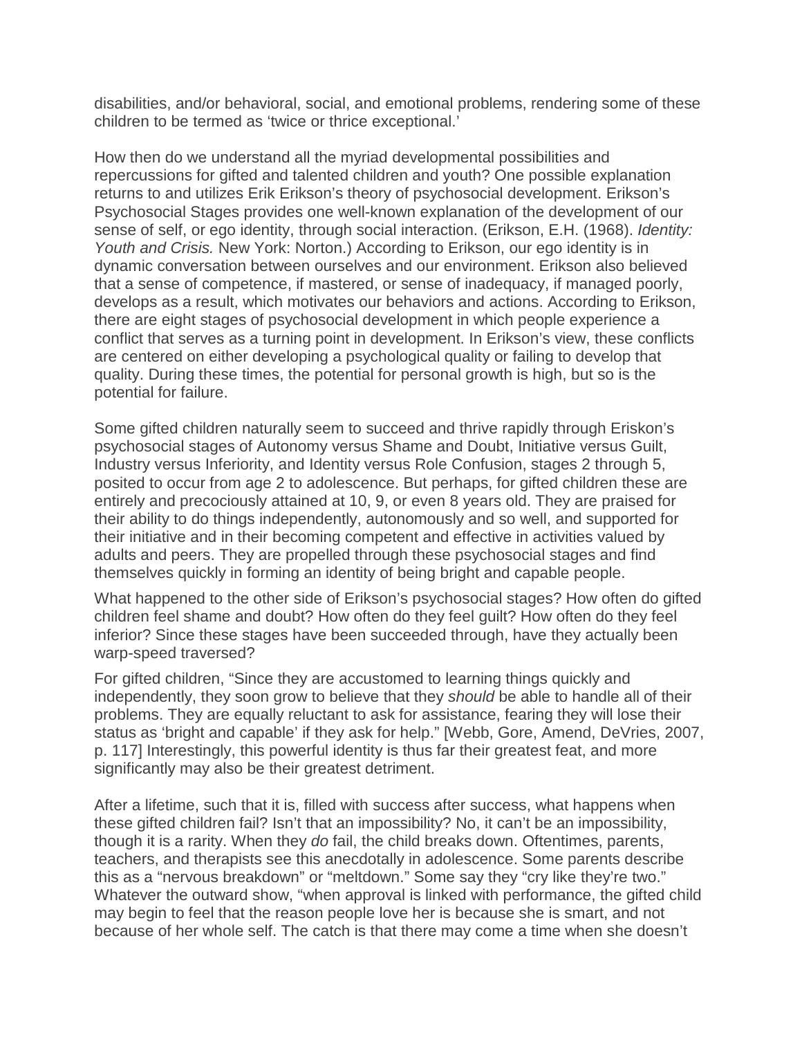disabilities, and/or behavioral, social, and emotional problems, rendering some of these children to be termed as 'twice or thrice exceptional.'

How then do we understand all the myriad developmental possibilities and repercussions for gifted and talented children and youth? One possible explanation returns to and utilizes Erik Erikson's theory of psychosocial development. Erikson's Psychosocial Stages provides one well-known explanation of the development of our sense of self, or ego identity, through social interaction. (Erikson, E.H. (1968). *Identity: Youth and Crisis.* New York: Norton.) According to Erikson, our ego identity is in dynamic conversation between ourselves and our environment. Erikson also believed that a sense of competence, if mastered, or sense of inadequacy, if managed poorly, develops as a result, which motivates our behaviors and actions. According to Erikson, there are eight stages of psychosocial development in which people experience a conflict that serves as a turning point in development. In Erikson's view, these conflicts are centered on either developing a psychological quality or failing to develop that quality. During these times, the potential for personal growth is high, but so is the potential for failure.

Some gifted children naturally seem to succeed and thrive rapidly through Eriskon's psychosocial stages of Autonomy versus Shame and Doubt, Initiative versus Guilt, Industry versus Inferiority, and Identity versus Role Confusion, stages 2 through 5, posited to occur from age 2 to adolescence. But perhaps, for gifted children these are entirely and precociously attained at 10, 9, or even 8 years old. They are praised for their ability to do things independently, autonomously and so well, and supported for their initiative and in their becoming competent and effective in activities valued by adults and peers. They are propelled through these psychosocial stages and find themselves quickly in forming an identity of being bright and capable people.

What happened to the other side of Erikson's psychosocial stages? How often do gifted children feel shame and doubt? How often do they feel guilt? How often do they feel inferior? Since these stages have been succeeded through, have they actually been warp-speed traversed?

For gifted children, "Since they are accustomed to learning things quickly and independently, they soon grow to believe that they *should* be able to handle all of their problems. They are equally reluctant to ask for assistance, fearing they will lose their status as 'bright and capable' if they ask for help." [Webb, Gore, Amend, DeVries, 2007, p. 117] Interestingly, this powerful identity is thus far their greatest feat, and more significantly may also be their greatest detriment.

After a lifetime, such that it is, filled with success after success, what happens when these gifted children fail? Isn't that an impossibility? No, it can't be an impossibility, though it is a rarity. When they *do* fail, the child breaks down. Oftentimes, parents, teachers, and therapists see this anecdotally in adolescence. Some parents describe this as a "nervous breakdown" or "meltdown." Some say they "cry like they're two." Whatever the outward show, "when approval is linked with performance, the gifted child may begin to feel that the reason people love her is because she is smart, and not because of her whole self. The catch is that there may come a time when she doesn't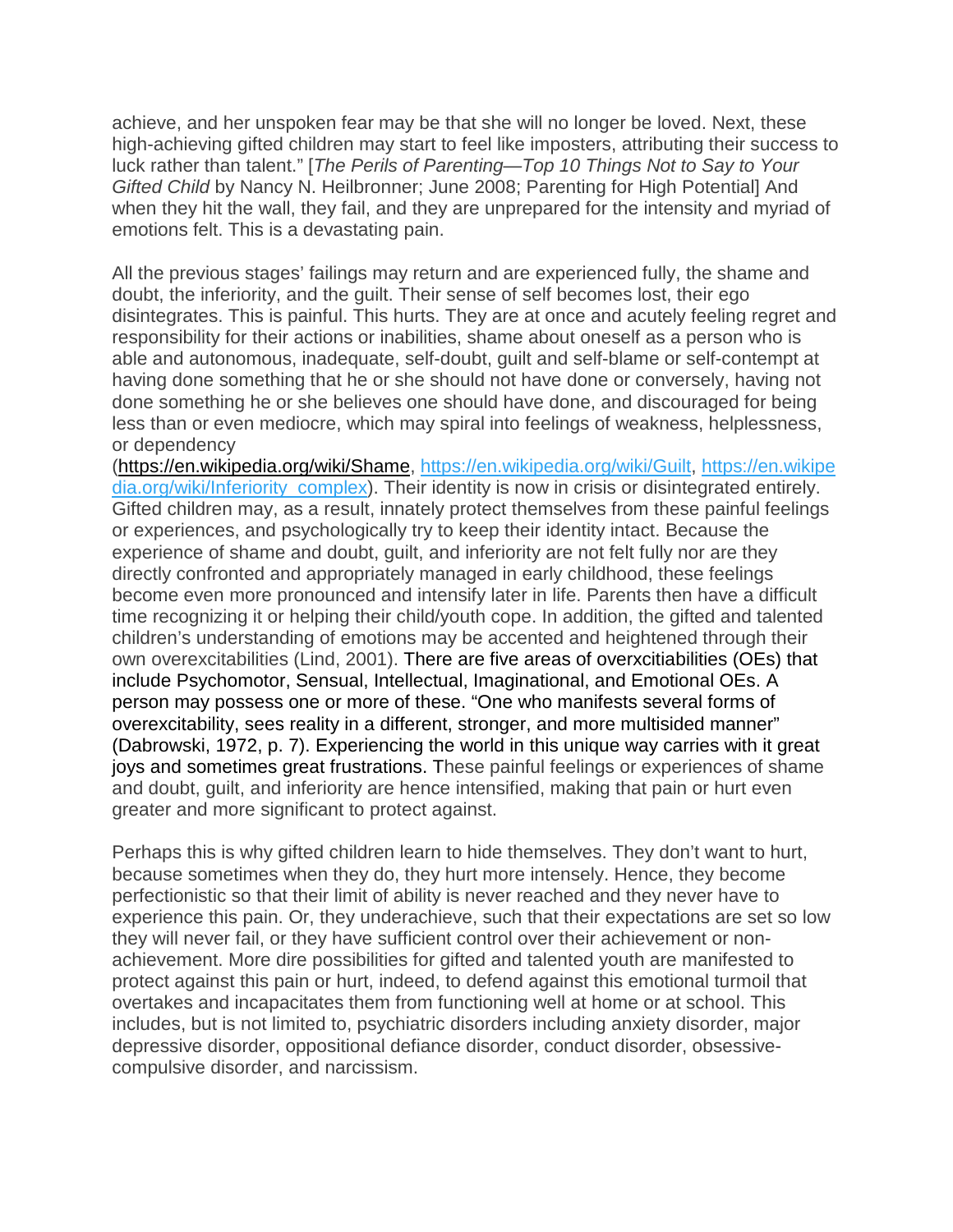achieve, and her unspoken fear may be that she will no longer be loved. Next, these high-achieving gifted children may start to feel like imposters, attributing their success to luck rather than talent." [*The Perils of Parenting—Top 10 Things Not to Say to Your Gifted Child* by Nancy N. Heilbronner; June 2008; Parenting for High Potential] And when they hit the wall, they fail, and they are unprepared for the intensity and myriad of emotions felt. This is a devastating pain.

All the previous stages' failings may return and are experienced fully, the shame and doubt, the inferiority, and the guilt. Their sense of self becomes lost, their ego disintegrates. This is painful. This hurts. They are at once and acutely feeling regret and responsibility for their actions or inabilities, shame about oneself as a person who is able and autonomous, inadequate, self-doubt, guilt and self-blame or self-contempt at having done something that he or she should not have done or conversely, having not done something he or she believes one should have done, and discouraged for being less than or even mediocre, which may spiral into feelings of weakness, helplessness, or dependency (https://en.wikipedia.org/wiki/Shame, https://en.wikipedia.org/wiki/Guilt, https://en.wikipedia.org/wiki/Inferiority_complex). Their identity is now in crisis or disintegrated entirely. Gifted children may, as a result, innately protect themselves from these painful feelings or experiences, and psychologically try to keep their identity intact. Because the experience of shame and doubt, guilt, and inferiority are not felt fully nor are they directly confronted and appropriately managed in early childhood, these feelings become even more pronounced and intensify later in life. Parents then have a difficult time recognizing it or helping their child/youth cope. In addition, the gifted and talented children's understanding of emotions may be accented and heightened through their own overexcitabilities (Lind, 2001). There are five areas of overxcitiabilities (OEs) that include Psychomotor, Sensual, Intellectual, Imaginational, and Emotional OEs. A person may possess one or more of these. "One who manifests several forms of overexcitability, sees reality in a different, stronger, and more multisided manner" (Dabrowski, 1972, p. 7). Experiencing the world in this unique way carries with it great joys and sometimes great frustrations. These painful feelings or experiences of shame and doubt, guilt, and inferiority are hence intensified, making that pain or hurt even greater and more significant to protect against.

Perhaps this is why gifted children learn to hide themselves. They don't want to hurt, because sometimes when they do, they hurt more intensely. Hence, they become perfectionistic so that their limit of ability is never reached and they never have to experience this pain. Or, they underachieve, such that their expectations are set so low they will never fail, or they have sufficient control over their achievement or non-achievement. More dire possibilities for gifted and talented youth are manifested to protect against this pain or hurt, indeed, to defend against this emotional turmoil that overtakes and incapacitates them from functioning well at home or at school. This includes, but is not limited to, psychiatric disorders including anxiety disorder, major depressive disorder, oppositional defiance disorder, conduct disorder, obsessive-compulsive disorder, and narcissism.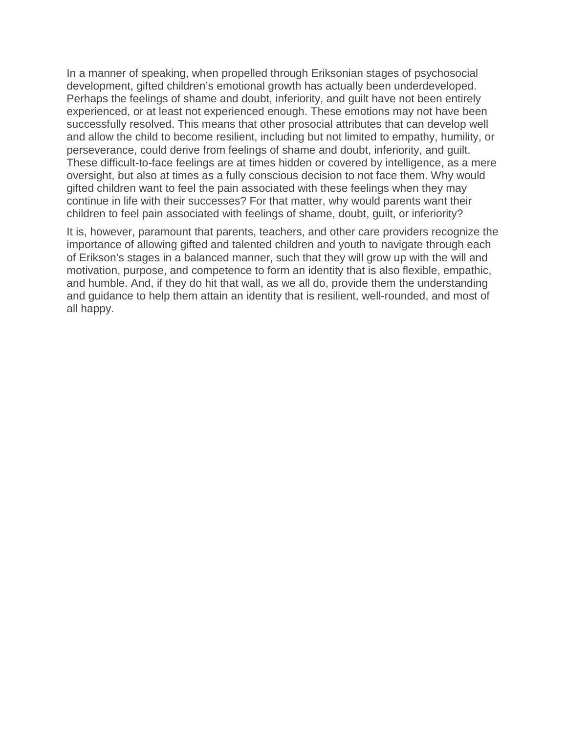In a manner of speaking, when propelled through Eriksonian stages of psychosocial development, gifted children's emotional growth has actually been underdeveloped. Perhaps the feelings of shame and doubt, inferiority, and guilt have not been entirely experienced, or at least not experienced enough. These emotions may not have been successfully resolved. This means that other prosocial attributes that can develop well and allow the child to become resilient, including but not limited to empathy, humility, or perseverance, could derive from feelings of shame and doubt, inferiority, and guilt. These difficult-to-face feelings are at times hidden or covered by intelligence, as a mere oversight, but also at times as a fully conscious decision to not face them. Why would gifted children want to feel the pain associated with these feelings when they may continue in life with their successes? For that matter, why would parents want their children to feel pain associated with feelings of shame, doubt, guilt, or inferiority?

It is, however, paramount that parents, teachers, and other care providers recognize the importance of allowing gifted and talented children and youth to navigate through each of Erikson's stages in a balanced manner, such that they will grow up with the will and motivation, purpose, and competence to form an identity that is also flexible, empathic, and humble. And, if they do hit that wall, as we all do, provide them the understanding and guidance to help them attain an identity that is resilient, well-rounded, and most of all happy.